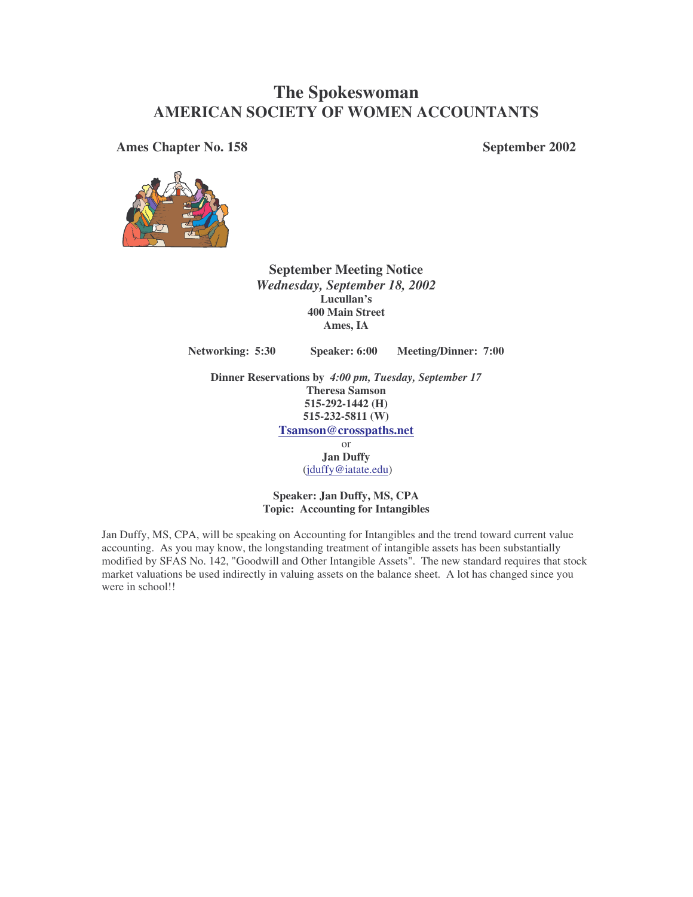# The Spokeswoman
## AMERICAN SOCIETY OF WOMEN ACCOUNTANTS

**Ames Chapter No. 158** **September 2002**

### September Meeting Notice

***Wednesday, September 18, 2002***

**Lucullan's**
**400 Main Street**
**Ames, IA**

**Networking: 5:30** **Speaker: 6:00** **Meeting/Dinner: 7:00**

**Dinner Reservations by** ***4:00 pm, Tuesday, September 17***
**Theresa Samson**
**515-292-1442 (H)**
**515-232-5811 (W)**
**Tsamson@crosspaths.net**
or
**Jan Duffy**
(jduffy@iatate.edu)

**Speaker: Jan Duffy, MS, CPA**
**Topic: Accounting for Intangibles**

Jan Duffy, MS, CPA, will be speaking on Accounting for Intangibles and the trend toward current value accounting. As you may know, the longstanding treatment of intangible assets has been substantially modified by SFAS No. 142, "Goodwill and Other Intangible Assets". The new standard requires that stock market valuations be used indirectly in valuing assets on the balance sheet. A lot has changed since you were in school!!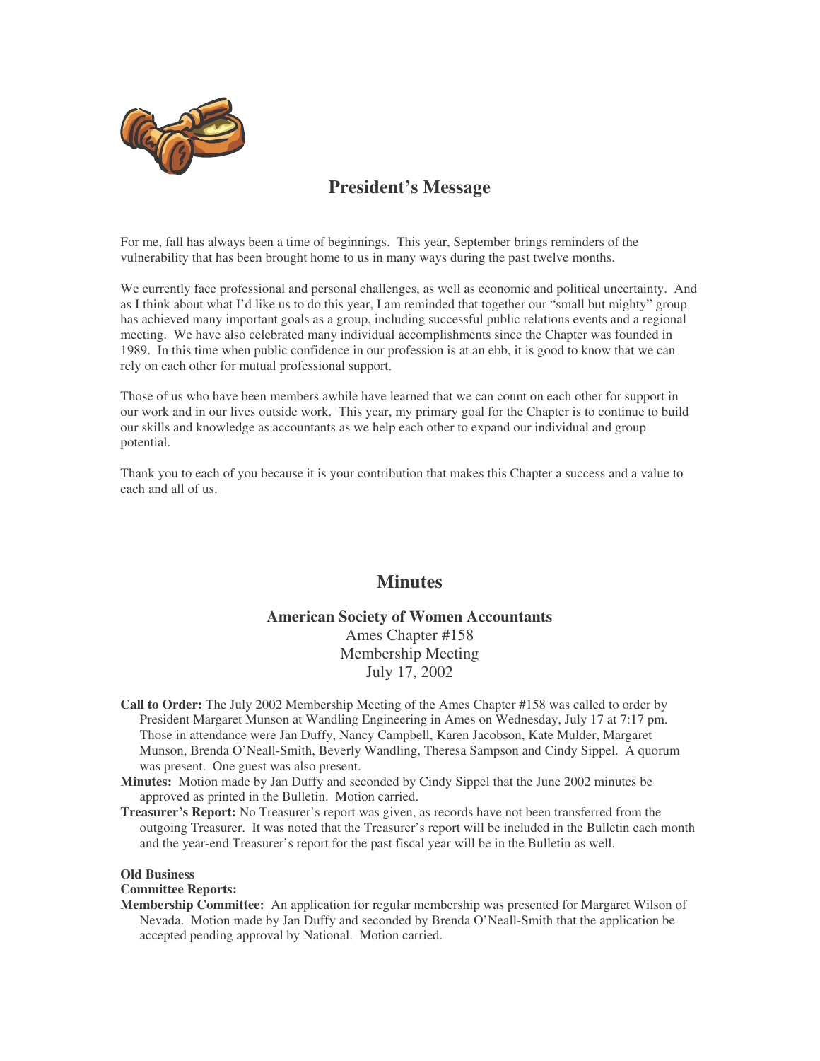## President's Message

For me, fall has always been a time of beginnings. This year, September brings reminders of the vulnerability that has been brought home to us in many ways during the past twelve months.

We currently face professional and personal challenges, as well as economic and political uncertainty. And as I think about what I'd like us to do this year, I am reminded that together our "small but mighty" group has achieved many important goals as a group, including successful public relations events and a regional meeting. We have also celebrated many individual accomplishments since the Chapter was founded in 1989. In this time when public confidence in our profession is at an ebb, it is good to know that we can rely on each other for mutual professional support.

Those of us who have been members awhile have learned that we can count on each other for support in our work and in our lives outside work. This year, my primary goal for the Chapter is to continue to build our skills and knowledge as accountants as we help each other to expand our individual and group potential.

Thank you to each of you because it is your contribution that makes this Chapter a success and a value to each and all of us.

## Minutes

**American Society of Women Accountants**
Ames Chapter #158
Membership Meeting
July 17, 2002

**Call to Order:** The July 2002 Membership Meeting of the Ames Chapter #158 was called to order by President Margaret Munson at Wandling Engineering in Ames on Wednesday, July 17 at 7:17 pm. Those in attendance were Jan Duffy, Nancy Campbell, Karen Jacobson, Kate Mulder, Margaret Munson, Brenda O'Neall-Smith, Beverly Wandling, Theresa Sampson and Cindy Sippel. A quorum was present. One guest was also present.

**Minutes:** Motion made by Jan Duffy and seconded by Cindy Sippel that the June 2002 minutes be approved as printed in the Bulletin. Motion carried.

**Treasurer's Report:** No Treasurer's report was given, as records have not been transferred from the outgoing Treasurer. It was noted that the Treasurer's report will be included in the Bulletin each month and the year-end Treasurer's report for the past fiscal year will be in the Bulletin as well.

**Old Business**

**Committee Reports:**

**Membership Committee:** An application for regular membership was presented for Margaret Wilson of Nevada. Motion made by Jan Duffy and seconded by Brenda O'Neall-Smith that the application be accepted pending approval by National. Motion carried.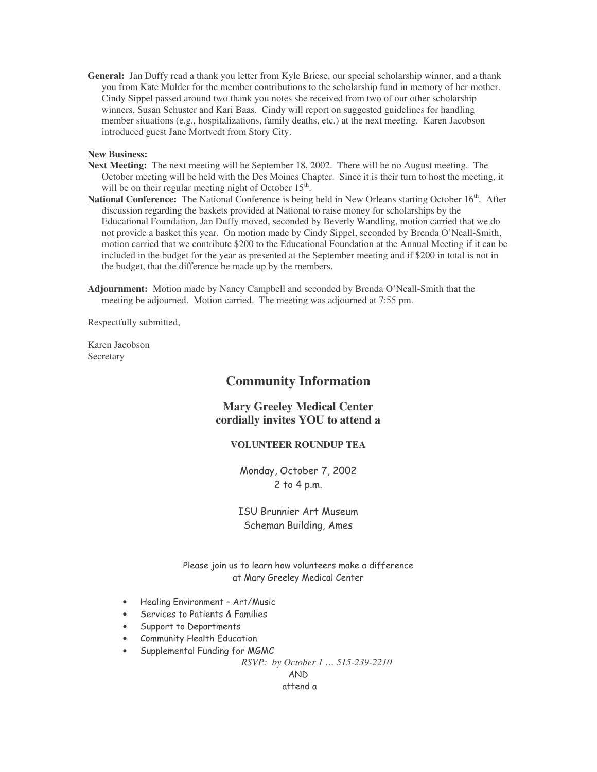**General:** Jan Duffy read a thank you letter from Kyle Briese, our special scholarship winner, and a thank you from Kate Mulder for the member contributions to the scholarship fund in memory of her mother. Cindy Sippel passed around two thank you notes she received from two of our other scholarship winners, Susan Schuster and Kari Baas. Cindy will report on suggested guidelines for handling member situations (e.g., hospitalizations, family deaths, etc.) at the next meeting. Karen Jacobson introduced guest Jane Mortvedt from Story City.

**New Business:**

**Next Meeting:** The next meeting will be September 18, 2002. There will be no August meeting. The October meeting will be held with the Des Moines Chapter. Since it is their turn to host the meeting, it will be on their regular meeting night of October 15th.

**National Conference:** The National Conference is being held in New Orleans starting October 16th. After discussion regarding the baskets provided at National to raise money for scholarships by the Educational Foundation, Jan Duffy moved, seconded by Beverly Wandling, motion carried that we do not provide a basket this year. On motion made by Cindy Sippel, seconded by Brenda O'Neall-Smith, motion carried that we contribute $200 to the Educational Foundation at the Annual Meeting if it can be included in the budget for the year as presented at the September meeting and if $200 in total is not in the budget, that the difference be made up by the members.

**Adjournment:** Motion made by Nancy Campbell and seconded by Brenda O'Neall-Smith that the meeting be adjourned. Motion carried. The meeting was adjourned at 7:55 pm.

Respectfully submitted,

Karen Jacobson
Secretary

## Community Information

### Mary Greeley Medical Center cordially invites YOU to attend a

**VOLUNTEER ROUNDUP TEA**

Monday, October 7, 2002
2 to 4 p.m.

ISU Brunnier Art Museum
Scheman Building, Ames

Please join us to learn how volunteers make a difference at Mary Greeley Medical Center

- Healing Environment – Art/Music
- Services to Patients & Families
- Support to Departments
- Community Health Education
- Supplemental Funding for MGMC

*RSVP: by October 1 … 515-239-2210*

AND

attend a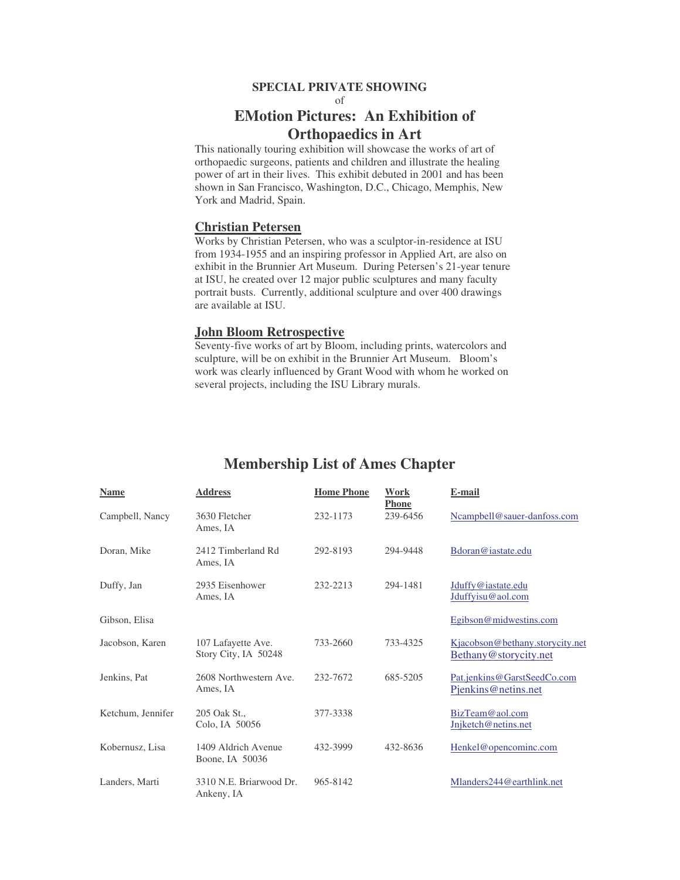**SPECIAL PRIVATE SHOWING**

of

## EMotion Pictures: An Exhibition of Orthopaedics in Art

This nationally touring exhibition will showcase the works of art of orthopaedic surgeons, patients and children and illustrate the healing power of art in their lives. This exhibit debuted in 2001 and has been shown in San Francisco, Washington, D.C., Chicago, Memphis, New York and Madrid, Spain.

### Christian Petersen

Works by Christian Petersen, who was a sculptor-in-residence at ISU from 1934-1955 and an inspiring professor in Applied Art, are also on exhibit in the Brunnier Art Museum. During Petersen's 21-year tenure at ISU, he created over 12 major public sculptures and many faculty portrait busts. Currently, additional sculpture and over 400 drawings are available at ISU.

### John Bloom Retrospective

Seventy-five works of art by Bloom, including prints, watercolors and sculpture, will be on exhibit in the Brunnier Art Museum. Bloom's work was clearly influenced by Grant Wood with whom he worked on several projects, including the ISU Library murals.

## Membership List of Ames Chapter

| Name | Address | Home Phone | Work Phone | E-mail |
|---|---|---|---|---|
| Campbell, Nancy | 3630 Fletcher<br>Ames, IA | 232-1173 | 239-6456 | Ncampbell@sauer-danfoss.com |
| Doran, Mike | 2412 Timberland Rd<br>Ames, IA | 292-8193 | 294-9448 | Bdoran@iastate.edu |
| Duffy, Jan | 2935 Eisenhower<br>Ames, IA | 232-2213 | 294-1481 | Jduffy@iastate.edu<br>Jduffyisu@aol.com |
| Gibson, Elisa | | | | Egibson@midwestins.com |
| Jacobson, Karen | 107 Lafayette Ave.<br>Story City, IA 50248 | 733-2660 | 733-4325 | Kjacobson@bethany.storycity.net<br>Bethany@storycity.net |
| Jenkins, Pat | 2608 Northwestern Ave.<br>Ames, IA | 232-7672 | 685-5205 | Pat.jenkins@GarstSeedCo.com<br>Pjenkins@netins.net |
| Ketchum, Jennifer | 205 Oak St.,<br>Colo, IA 50056 | 377-3338 | | BizTeam@aol.com<br>Jnjketch@netins.net |
| Kobernusz, Lisa | 1409 Aldrich Avenue<br>Boone, IA 50036 | 432-3999 | 432-8636 | Henkel@opencominc.com |
| Landers, Marti | 3310 N.E. Briarwood Dr.<br>Ankeny, IA | 965-8142 | | Mlanders244@earthlink.net |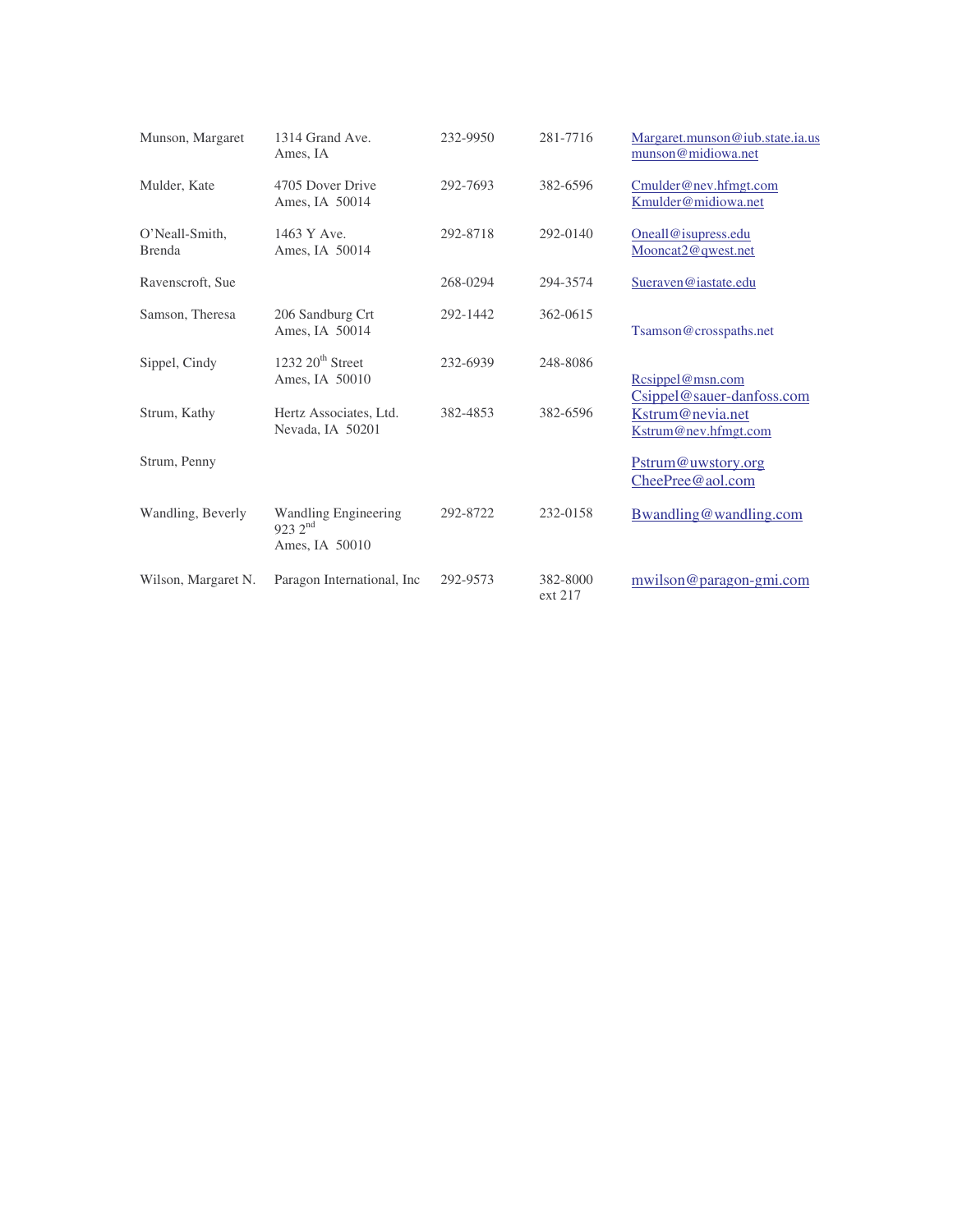| | | | | |
|---|---|---|---|---|
| Munson, Margaret | 1314 Grand Ave. Ames, IA | 232-9950 | 281-7716 | Margaret.munson@iub.state.ia.us munson@midiowa.net |
| Mulder, Kate | 4705 Dover Drive Ames, IA 50014 | 292-7693 | 382-6596 | Cmulder@nev.hfmgt.com Kmulder@midiowa.net |
| O'Neall-Smith, Brenda | 1463 Y Ave. Ames, IA 50014 | 292-8718 | 292-0140 | Oneall@isupress.edu Mooncat2@qwest.net |
| Ravenscroft, Sue | | 268-0294 | 294-3574 | Sueraven@iastate.edu |
| Samson, Theresa | 206 Sandburg Crt Ames, IA 50014 | 292-1442 | 362-0615 | Tsamson@crosspaths.net |
| Sippel, Cindy | 1232 20th Street Ames, IA 50010 | 232-6939 | 248-8086 | Rcsippel@msn.com Csippel@sauer-danfoss.com |
| Strum, Kathy | Hertz Associates, Ltd. Nevada, IA 50201 | 382-4853 | 382-6596 | Kstrum@nevia.net Kstrum@nev.hfmgt.com |
| Strum, Penny | | | | Pstrum@uwstory.org CheePree@aol.com |
| Wandling, Beverly | Wandling Engineering 923 2nd Ames, IA 50010 | 292-8722 | 232-0158 | Bwandling@wandling.com |
| Wilson, Margaret N. | Paragon International, Inc | 292-9573 | 382-8000 ext 217 | mwilson@paragon-gmi.com |